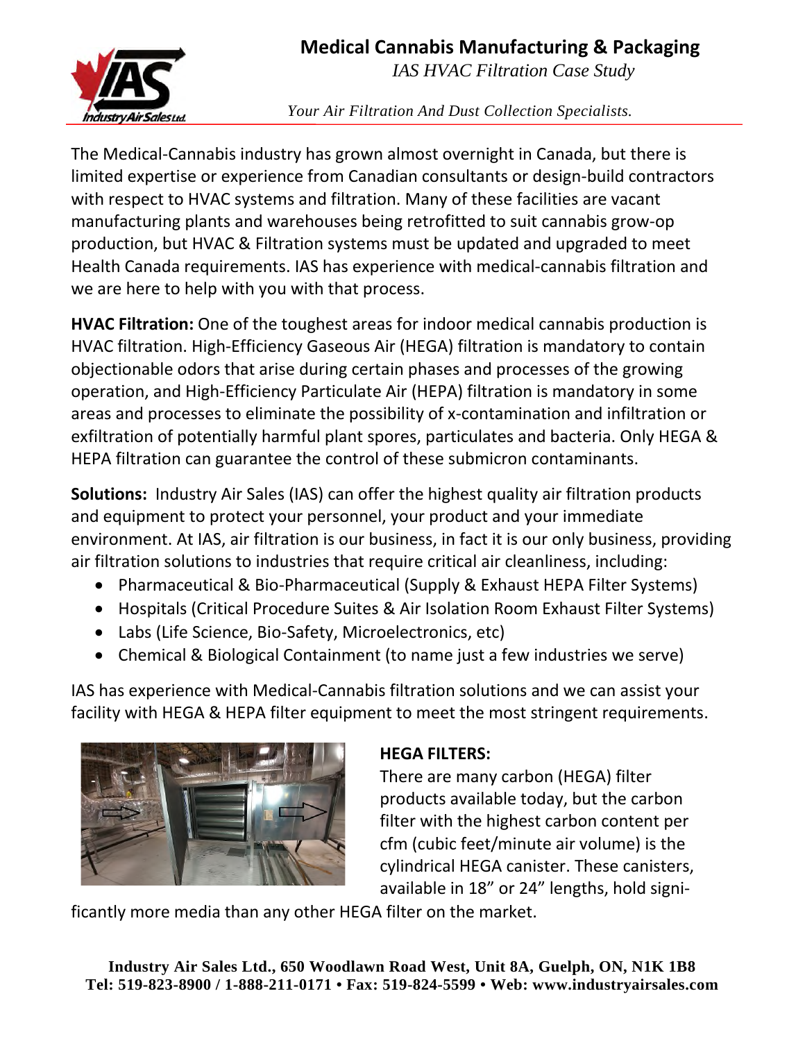# Medical Cannabis Manufacturing & Packaging

*IAS HVAC Filtration Case Study*

*Your Air Filtration And Dust Collection Specialists.*

The Medical-Cannabis industry has grown almost overnight in Canada, but there is limited expertise or experience from Canadian consultants or design-build contractors with respect to HVAC systems and filtration. Many of these facilities are vacant manufacturing plants and warehouses being retrofitted to suit cannabis grow-op production, but HVAC & Filtration systems must be updated and upgraded to meet Health Canada requirements. IAS has experience with medical-cannabis filtration and we are here to help with you with that process.

**HVAC Filtration:** One of the toughest areas for indoor medical cannabis production is HVAC filtration. High-Efficiency Gaseous Air (HEGA) filtration is mandatory to contain objectionable odors that arise during certain phases and processes of the growing operation, and High-Efficiency Particulate Air (HEPA) filtration is mandatory in some areas and processes to eliminate the possibility of x-contamination and infiltration or exfiltration of potentially harmful plant spores, particulates and bacteria. Only HEGA & HEPA filtration can guarantee the control of these submicron contaminants.

**Solutions:** Industry Air Sales (IAS) can offer the highest quality air filtration products and equipment to protect your personnel, your product and your immediate environment. At IAS, air filtration is our business, in fact it is our only business, providing air filtration solutions to industries that require critical air cleanliness, including:

- Pharmaceutical & Bio-Pharmaceutical (Supply & Exhaust HEPA Filter Systems)
- Hospitals (Critical Procedure Suites & Air Isolation Room Exhaust Filter Systems)
- Labs (Life Science, Bio-Safety, Microelectronics, etc)
- Chemical & Biological Containment (to name just a few industries we serve)

IAS has experience with Medical-Cannabis filtration solutions and we can assist your facility with HEGA & HEPA filter equipment to meet the most stringent requirements.

**HEGA FILTERS:**

There are many carbon (HEGA) filter products available today, but the carbon filter with the highest carbon content per cfm (cubic feet/minute air volume) is the cylindrical HEGA canister. These canisters, available in 18" or 24" lengths, hold significantly more media than any other HEGA filter on the market.

**Industry Air Sales Ltd., 650 Woodlawn Road West, Unit 8A, Guelph, ON, N1K 1B8**
**Tel: 519-823-8900 / 1-888-211-0171 • Fax: 519-824-5599 • Web: www.industryairsales.com**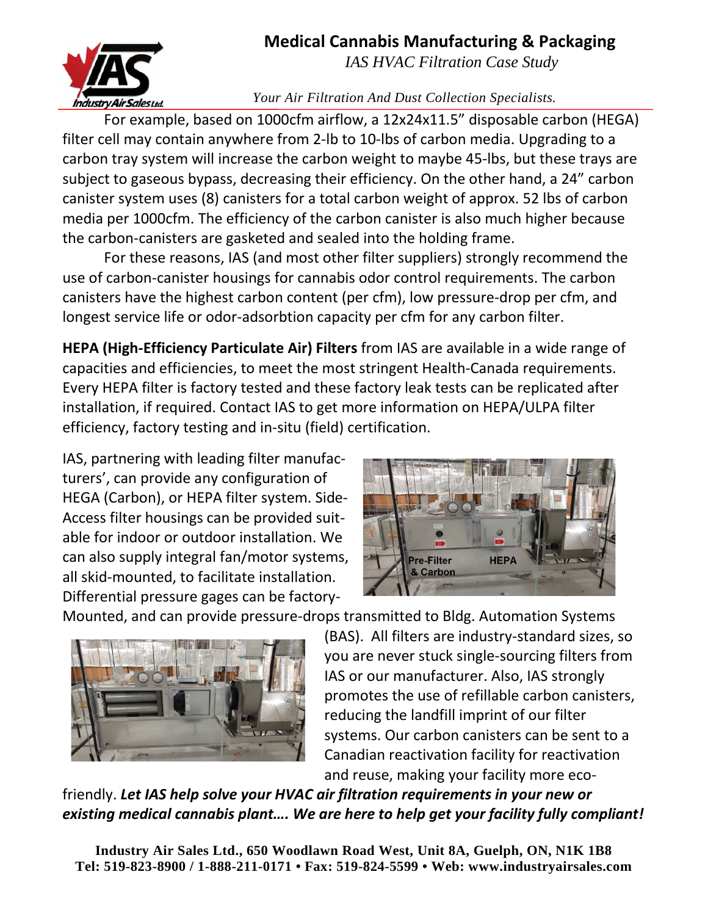For example, based on 1000cfm airflow, a 12x24x11.5" disposable carbon (HEGA) filter cell may contain anywhere from 2-lb to 10-lbs of carbon media. Upgrading to a carbon tray system will increase the carbon weight to maybe 45-lbs, but these trays are subject to gaseous bypass, decreasing their efficiency. On the other hand, a 24" carbon canister system uses (8) canisters for a total carbon weight of approx. 52 lbs of carbon media per 1000cfm. The efficiency of the carbon canister is also much higher because the carbon-canisters are gasketed and sealed into the holding frame.

For these reasons, IAS (and most other filter suppliers) strongly recommend the use of carbon-canister housings for cannabis odor control requirements. The carbon canisters have the highest carbon content (per cfm), low pressure-drop per cfm, and longest service life or odor-adsorbtion capacity per cfm for any carbon filter.

**HEPA (High-Efficiency Particulate Air) Filters** from IAS are available in a wide range of capacities and efficiencies, to meet the most stringent Health-Canada requirements. Every HEPA filter is factory tested and these factory leak tests can be replicated after installation, if required. Contact IAS to get more information on HEPA/ULPA filter efficiency, factory testing and in-situ (field) certification.

IAS, partnering with leading filter manufacturers', can provide any configuration of HEGA (Carbon), or HEPA filter system. Side-Access filter housings can be provided suitable for indoor or outdoor installation. We can also supply integral fan/motor systems, all skid-mounted, to facilitate installation. Differential pressure gages can be factory-Mounted, and can provide pressure-drops transmitted to Bldg. Automation Systems (BAS). All filters are industry-standard sizes, so you are never stuck single-sourcing filters from IAS or our manufacturer. Also, IAS strongly promotes the use of refillable carbon canisters, reducing the landfill imprint of our filter systems. Our carbon canisters can be sent to a Canadian reactivation facility for reactivation and reuse, making your facility more eco-friendly. ***Let IAS help solve your HVAC air filtration requirements in your new or existing medical cannabis plant…. We are here to help get your facility fully compliant!***

**Industry Air Sales Ltd., 650 Woodlawn Road West, Unit 8A, Guelph, ON, N1K 1B8**
**Tel: 519-823-8900 / 1-888-211-0171 • Fax: 519-824-5599 • Web: www.industryairsales.com**